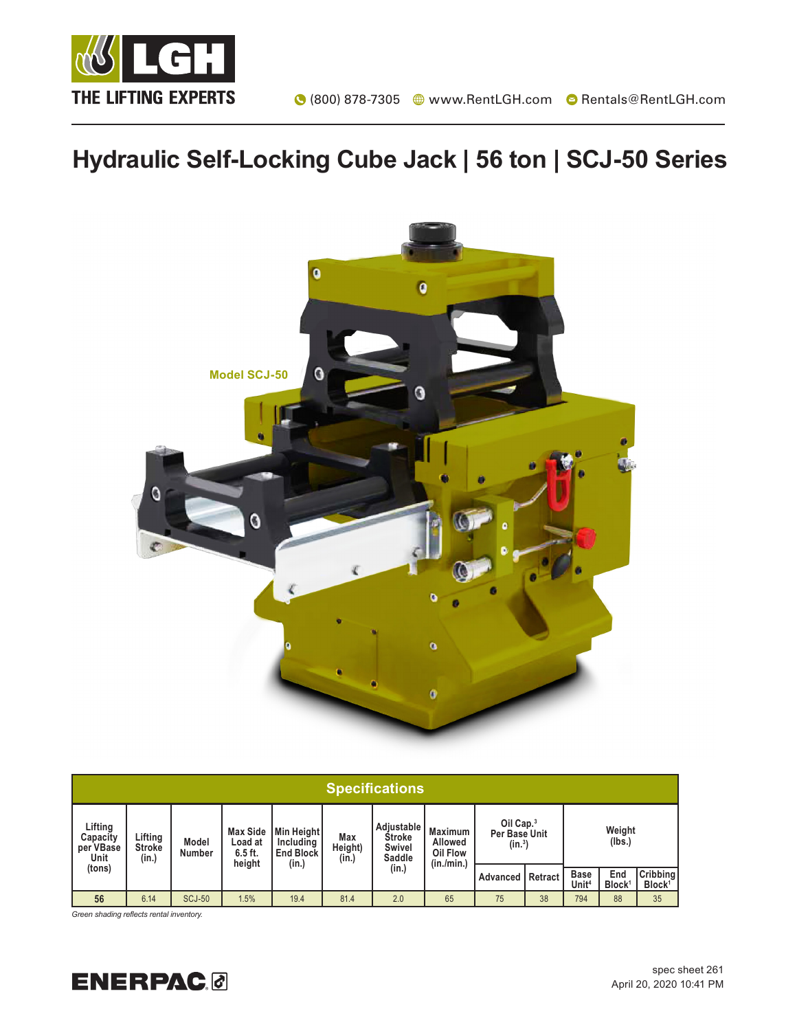LGH
THE LIFTING EXPERTS

(800) 878-7305 www.RentLGH.com Rentals@RentLGH.com

# Hydraulic Self-Locking Cube Jack | 56 ton | SCJ-50 Series

Model SCJ-50

| Specifications | | | | | | | | | | | | |
|---|---|---|---|---|---|---|---|---|---|---|---|---|
| Lifting Capacity per VBase Unit (tons) | Lifting Stroke (in.) | Model Number | Max Side Load at 6.5 ft. height | Min Height Including End Block (in.) | Max Height) (in.) | Adjustable Stroke Swivel Saddle (in.) | Maximum Allowed Oil Flow (in./min.) | Oil Cap.[3] Per Base Unit (in.[3]) | | Weight (lbs.) | | |
| | | | | | | | | Advanced | Retract | Base Unit[4] | End Block[1] | Cribbing Block[1] |
| 56 | 6.14 | SCJ-50 | 1.5% | 19.4 | 81.4 | 2.0 | 65 | 75 | 38 | 794 | 88 | 35 |

*Green shading reflects rental inventory.*

ENERPAC

spec sheet 261
April 20, 2020 10:41 PM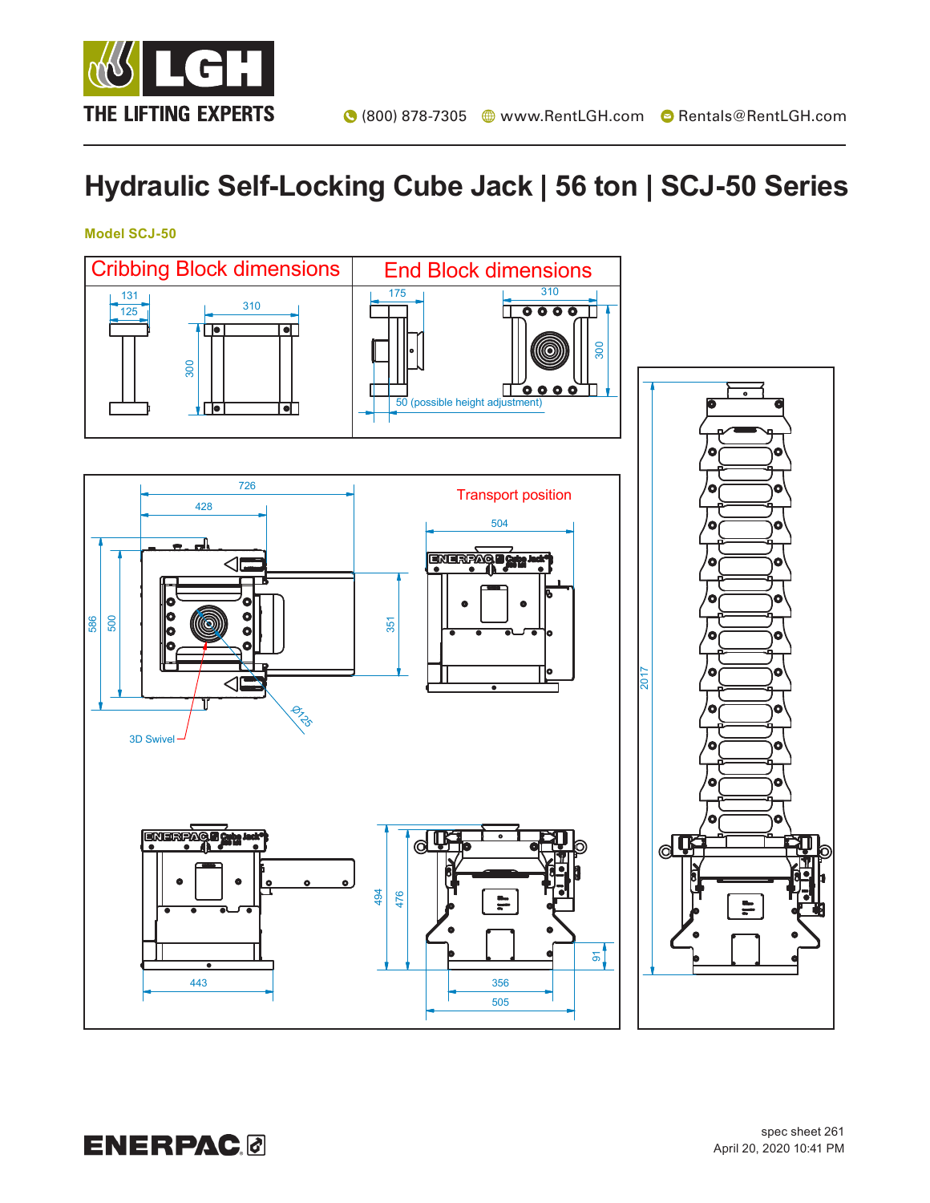THE LIFTING EXPERTS

(800) 878-7305 www.RentLGH.com Rentals@RentLGH.com

# Hydraulic Self-Locking Cube Jack | 56 ton | SCJ-50 Series

**Model SCJ-50**

Cribbing Block dimensions

131
125
310
300

End Block dimensions

175
310
300
50 (possible height adjustment)

Transport position

726
428
586
500
351
Ø125
3D Swivel
504
443
494
476
91
356
505
2017

spec sheet 261
April 20, 2020 10:41 PM